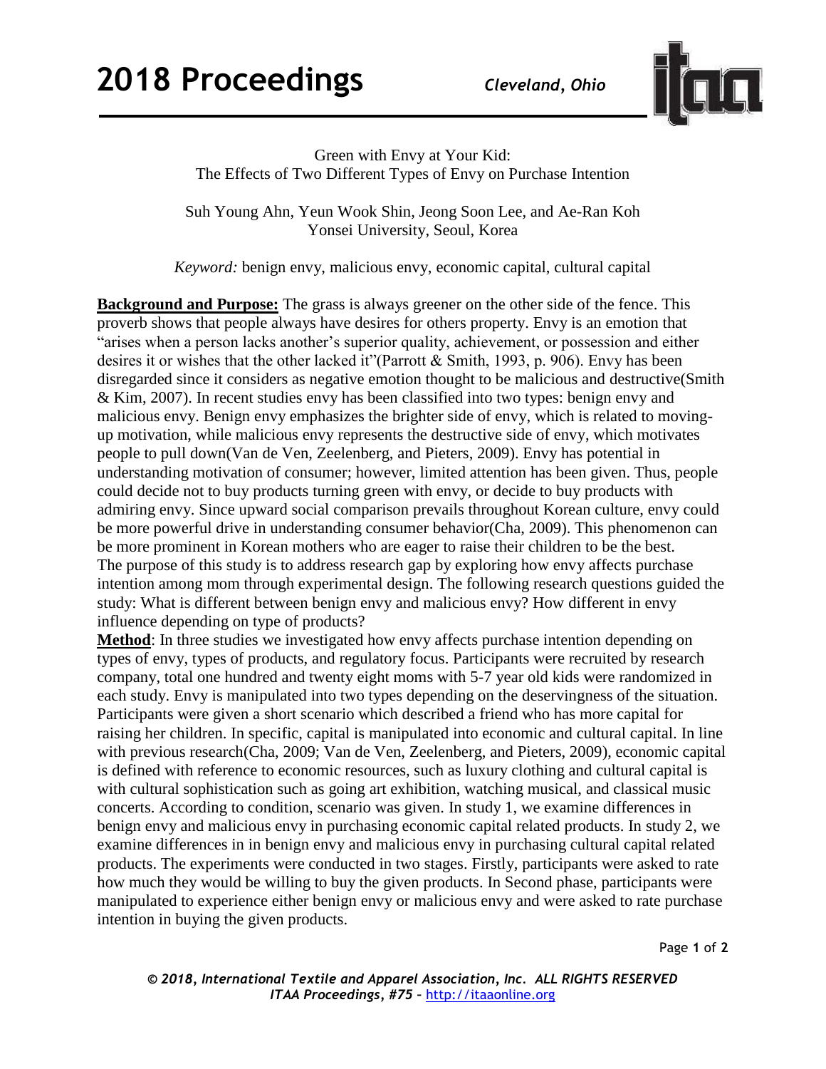# Green with Envy at Your Kid:
## The Effects of Two Different Types of Envy on Purchase Intention

Suh Young Ahn, Yeun Wook Shin, Jeong Soon Lee, and Ae-Ran Koh
Yonsei University, Seoul, Korea

*Keyword:* benign envy, malicious envy, economic capital, cultural capital

**Background and Purpose:** The grass is always greener on the other side of the fence. This proverb shows that people always have desires for others property. Envy is an emotion that "arises when a person lacks another's superior quality, achievement, or possession and either desires it or wishes that the other lacked it"(Parrott & Smith, 1993, p. 906). Envy has been disregarded since it considers as negative emotion thought to be malicious and destructive(Smith & Kim, 2007). In recent studies envy has been classified into two types: benign envy and malicious envy. Benign envy emphasizes the brighter side of envy, which is related to moving-up motivation, while malicious envy represents the destructive side of envy, which motivates people to pull down(Van de Ven, Zeelenberg, and Pieters, 2009). Envy has potential in understanding motivation of consumer; however, limited attention has been given. Thus, people could decide not to buy products turning green with envy, or decide to buy products with admiring envy. Since upward social comparison prevails throughout Korean culture, envy could be more powerful drive in understanding consumer behavior(Cha, 2009). This phenomenon can be more prominent in Korean mothers who are eager to raise their children to be the best.
The purpose of this study is to address research gap by exploring how envy affects purchase intention among mom through experimental design. The following research questions guided the study: What is different between benign envy and malicious envy? How different in envy influence depending on type of products?

**Method**: In three studies we investigated how envy affects purchase intention depending on types of envy, types of products, and regulatory focus. Participants were recruited by research company, total one hundred and twenty eight moms with 5-7 year old kids were randomized in each study. Envy is manipulated into two types depending on the deservingness of the situation. Participants were given a short scenario which described a friend who has more capital for raising her children. In specific, capital is manipulated into economic and cultural capital. In line with previous research(Cha, 2009; Van de Ven, Zeelenberg, and Pieters, 2009), economic capital is defined with reference to economic resources, such as luxury clothing and cultural capital is with cultural sophistication such as going art exhibition, watching musical, and classical music concerts. According to condition, scenario was given. In study 1, we examine differences in benign envy and malicious envy in purchasing economic capital related products. In study 2, we examine differences in in benign envy and malicious envy in purchasing cultural capital related products. The experiments were conducted in two stages. Firstly, participants were asked to rate how much they would be willing to buy the given products. In Second phase, participants were manipulated to experience either benign envy or malicious envy and were asked to rate purchase intention in buying the given products.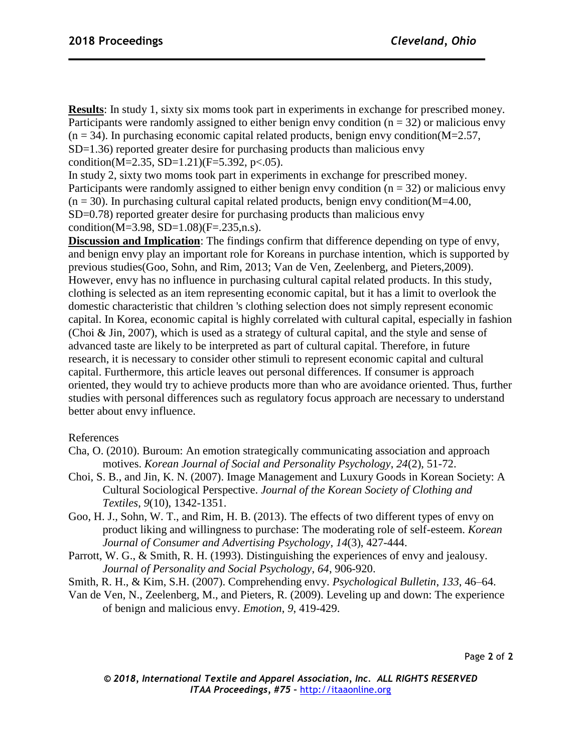**Results**: In study 1, sixty six moms took part in experiments in exchange for prescribed money. Participants were randomly assigned to either benign envy condition ($n = 32$) or malicious envy ($n = 34$). In purchasing economic capital related products, benign envy condition($M=2.57$, $SD=1.36$) reported greater desire for purchasing products than malicious envy condition($M=2.35$, $SD=1.21$)($F=5.392$, $p<.05$).

In study 2, sixty two moms took part in experiments in exchange for prescribed money. Participants were randomly assigned to either benign envy condition ($n = 32$) or malicious envy ($n = 30$). In purchasing cultural capital related products, benign envy condition($M=4.00$, $SD=0.78$) reported greater desire for purchasing products than malicious envy condition($M=3.98$, $SD=1.08$)($F=.235$,n.s).

**Discussion and Implication**: The findings confirm that difference depending on type of envy, and benign envy play an important role for Koreans in purchase intention, which is supported by previous studies(Goo, Sohn, and Rim, 2013; Van de Ven, Zeelenberg, and Pieters,2009). However, envy has no influence in purchasing cultural capital related products. In this study, clothing is selected as an item representing economic capital, but it has a limit to overlook the domestic characteristic that children 's clothing selection does not simply represent economic capital. In Korea, economic capital is highly correlated with cultural capital, especially in fashion (Choi & Jin, 2007), which is used as a strategy of cultural capital, and the style and sense of advanced taste are likely to be interpreted as part of cultural capital. Therefore, in future research, it is necessary to consider other stimuli to represent economic capital and cultural capital. Furthermore, this article leaves out personal differences. If consumer is approach oriented, they would try to achieve products more than who are avoidance oriented. Thus, further studies with personal differences such as regulatory focus approach are necessary to understand better about envy influence.

References

Cha, O. (2010). Buroum: An emotion strategically communicating association and approach motives. *Korean Journal of Social and Personality Psychology*, *24*(2), 51-72.

Choi, S. B., and Jin, K. N. (2007). Image Management and Luxury Goods in Korean Society: A Cultural Sociological Perspective. *Journal of the Korean Society of Clothing and Textiles*, *9*(10), 1342-1351.

Goo, H. J., Sohn, W. T., and Rim, H. B. (2013). The effects of two different types of envy on product liking and willingness to purchase: The moderating role of self-esteem. *Korean Journal of Consumer and Advertising Psychology*, *14*(3), 427-444.

Parrott, W. G., & Smith, R. H. (1993). Distinguishing the experiences of envy and jealousy. *Journal of Personality and Social Psychology*, *64*, 906-920.

Smith, R. H., & Kim, S.H. (2007). Comprehending envy. *Psychological Bulletin*, *133*, 46–64.

Van de Ven, N., Zeelenberg, M., and Pieters, R. (2009). Leveling up and down: The experience of benign and malicious envy. *Emotion*, *9*, 419-429.